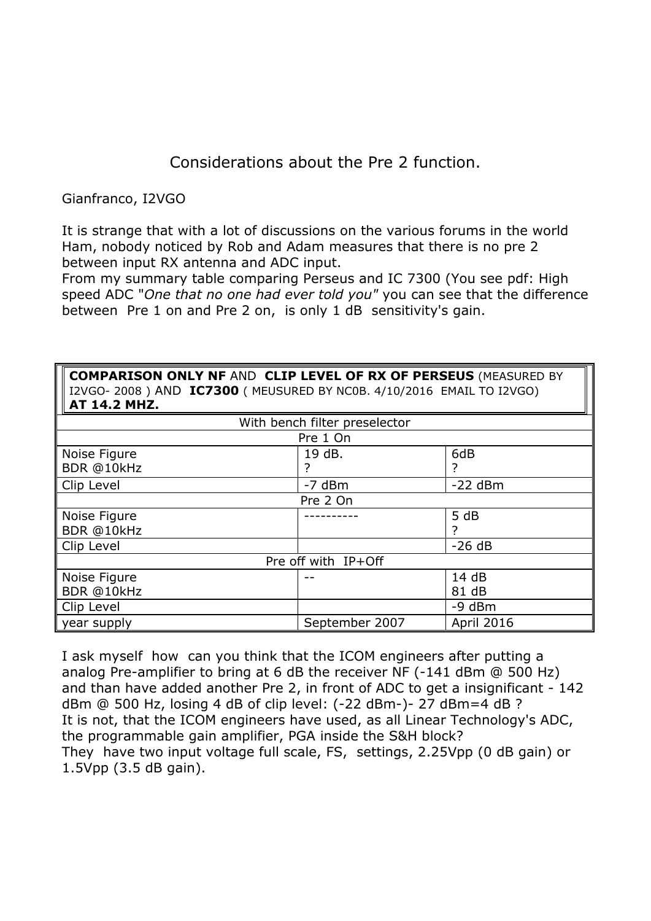# Considerations about the Pre 2 function.

Gianfranco, I2VGO

It is strange that with a lot of discussions on the various forums in the world Ham, nobody noticed by Rob and Adam measures that there is no pre 2 between input RX antenna and ADC input.
From my summary table comparing Perseus and IC 7300 (You see pdf: High speed ADC "*One that no one had ever told you*" you can see that the difference between Pre 1 on and Pre 2 on, is only 1 dB sensitivity's gain.

| **COMPARISON ONLY NF** AND **CLIP LEVEL OF RX OF PERSEUS** (MEASURED BY I2VGO- 2008 ) AND **IC7300** ( MEUSURED BY NC0B. 4/10/2016 EMAIL TO I2VGO) **AT 14.2 MHZ.** | | |
|---|---|---|
| With bench filter preselector | | |
| Pre 1 On | | |
| Noise Figure<br>BDR @10kHz | 19 dB.<br>? | 6dB<br>? |
| Clip Level | -7 dBm | -22 dBm |
| Pre 2 On | | |
| Noise Figure<br>BDR @10kHz | ---------- | 5 dB<br>? |
| Clip Level | | -26 dB |
| Pre off with IP+Off | | |
| Noise Figure<br>BDR @10kHz | -- | 14 dB<br>81 dB |
| Clip Level | | -9 dBm |
| year supply | September 2007 | April 2016 |

I ask myself how can you think that the ICOM engineers after putting a analog Pre-amplifier to bring at 6 dB the receiver NF (-141 dBm @ 500 Hz) and than have added another Pre 2, in front of ADC to get a insignificant - 142 dBm @ 500 Hz, losing 4 dB of clip level: (-22 dBm-)- 27 dBm=4 dB ?
It is not, that the ICOM engineers have used, as all Linear Technology's ADC, the programmable gain amplifier, PGA inside the S&H block?
They have two input voltage full scale, FS, settings, 2.25Vpp (0 dB gain) or 1.5Vpp (3.5 dB gain).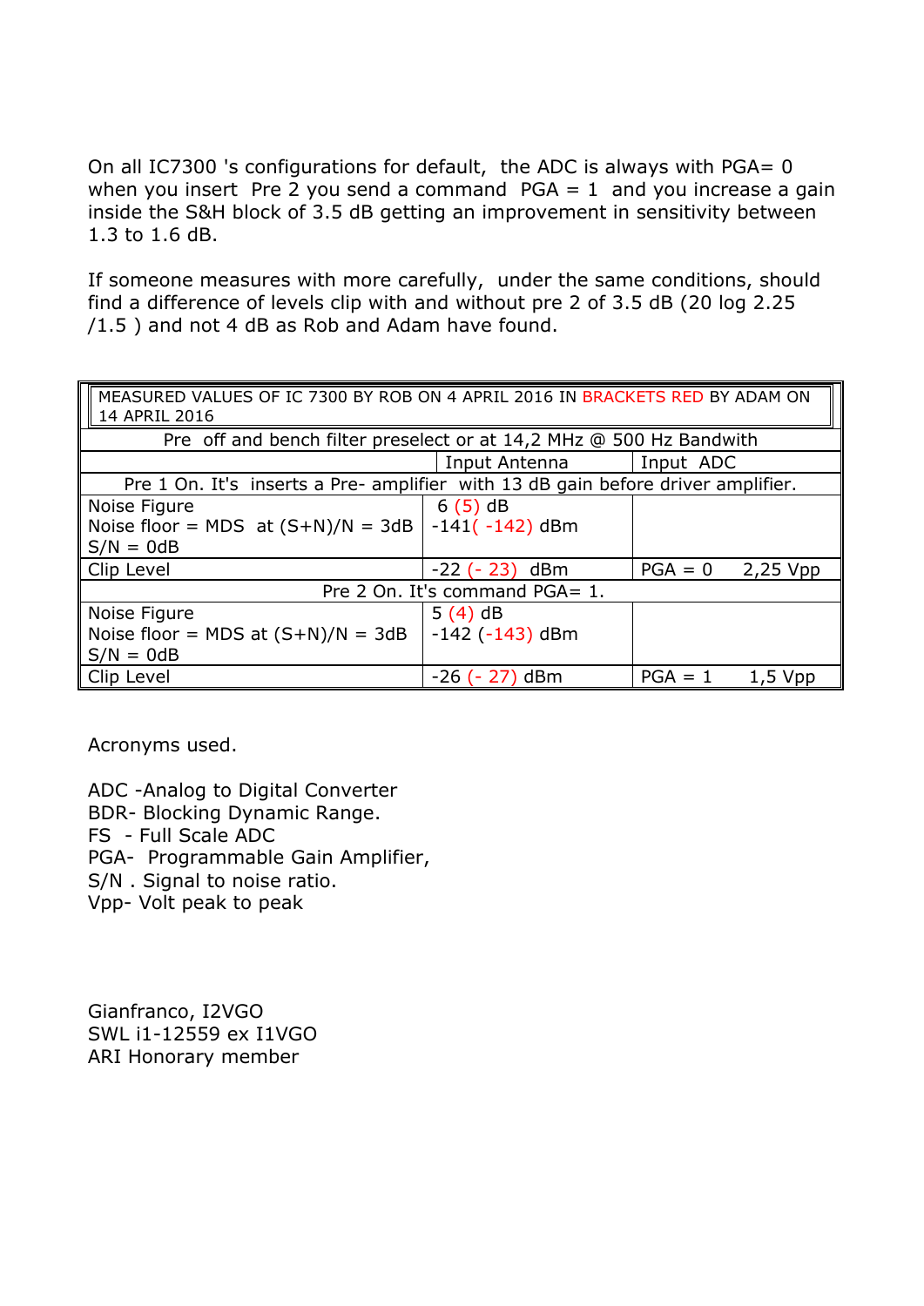On all IC7300 's configurations for default, the ADC is always with PGA= 0 when you insert Pre 2 you send a command PGA = 1 and you increase a gain inside the S&H block of 3.5 dB getting an improvement in sensitivity between 1.3 to 1.6 dB.

If someone measures with more carefully, under the same conditions, should find a difference of levels clip with and without pre 2 of 3.5 dB (20 log 2.25 /1.5 ) and not 4 dB as Rob and Adam have found.

| MEASURED VALUES OF IC 7300 BY ROB ON 4 APRIL 2016 IN BRACKETS RED BY ADAM ON 14 APRIL 2016 | | |
|---|---|---|
| Pre off and bench filter preselect or at 14,2 MHz @ 500 Hz Bandwith | | |
| | Input Antenna | Input ADC |
| Pre 1 On. It's inserts a Pre- amplifier with 13 dB gain before driver amplifier. | | |
| Noise Figure<br>Noise floor = MDS at (S+N)/N = 3dB<br>S/N = 0dB | 6 (5) dB<br>-141( -142) dBm | |
| Clip Level | -22 (- 23) dBm | PGA = 0 2,25 Vpp |
| Pre 2 On. It's command PGA= 1. | | |
| Noise Figure<br>Noise floor = MDS at (S+N)/N = 3dB<br>S/N = 0dB | 5 (4) dB<br>-142 (-143) dBm | |
| Clip Level | -26 (- 27) dBm | PGA = 1 1,5 Vpp |

Acronyms used.

ADC -Analog to Digital Converter
BDR- Blocking Dynamic Range.
FS - Full Scale ADC
PGA- Programmable Gain Amplifier,
S/N . Signal to noise ratio.
Vpp- Volt peak to peak

Gianfranco, I2VGO
SWL i1-12559 ex I1VGO
ARI Honorary member